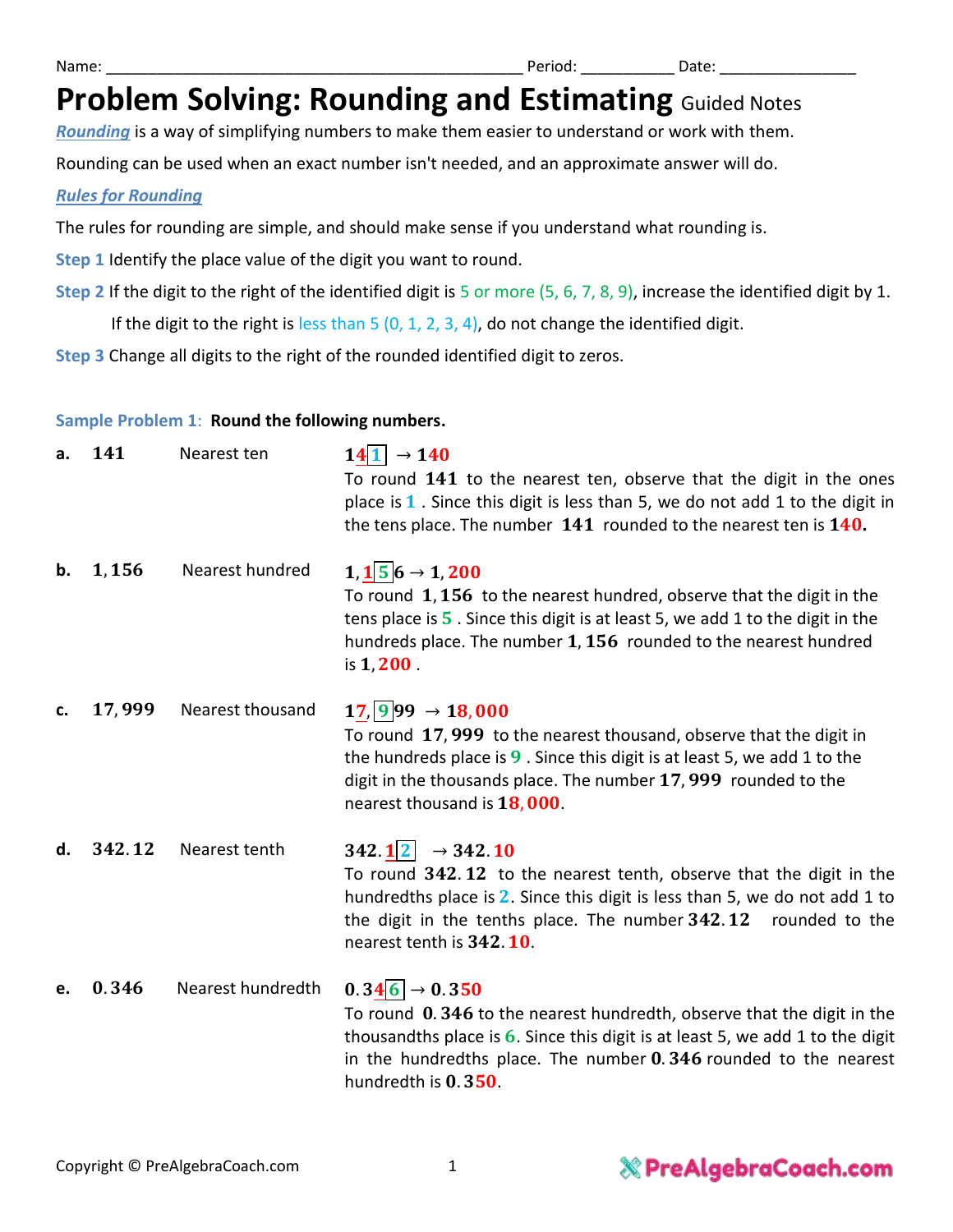Name: _______________________________________________ Period: __________ Date: _______________

# Problem Solving: Rounding and Estimating Guided Notes

***Rounding*** is a way of simplifying numbers to make them easier to understand or work with them.

Rounding can be used when an exact number isn't needed, and an approximate answer will do.

***Rules for Rounding***

The rules for rounding are simple, and should make sense if you understand what rounding is.

**Step 1** Identify the place value of the digit you want to round.

**Step 2** If the digit to the right of the identified digit is 5 or more (5, 6, 7, 8, 9), increase the identified digit by 1.

If the digit to the right is less than 5 (0, 1, 2, 3, 4), do not change the identified digit.

**Step 3** Change all digits to the right of the rounded identified digit to zeros.

**Sample Problem 1**: **Round the following numbers.**

**a.** $141$ Nearest ten

$14\boxed{1} \rightarrow 140$

To round $141$ to the nearest ten, observe that the digit in the ones place is $1$. Since this digit is less than 5, we do not add 1 to the digit in the tens place. The number $141$ rounded to the nearest ten is $140$.

**b.** $1,156$ Nearest hundred

$1,1\boxed{5}6 \rightarrow 1,200$

To round $1,156$ to the nearest hundred, observe that the digit in the tens place is $5$. Since this digit is at least 5, we add 1 to the digit in the hundreds place. The number $1,156$ rounded to the nearest hundred is $1,200$.

**c.** $17,999$ Nearest thousand

$17,\boxed{9}99 \rightarrow 18,000$

To round $17,999$ to the nearest thousand, observe that the digit in the hundreds place is $9$. Since this digit is at least 5, we add 1 to the digit in the thousands place. The number $17,999$ rounded to the nearest thousand is $18,000$.

**d.** $342.12$ Nearest tenth

$342.1\boxed{2} \rightarrow 342.10$

To round $342.12$ to the nearest tenth, observe that the digit in the hundredths place is $2$. Since this digit is less than 5, we do not add 1 to the digit in the tenths place. The number $342.12$ rounded to the nearest tenth is $342.10$.

**e.** $0.346$ Nearest hundredth

$0.34\boxed{6} \rightarrow 0.350$

To round $0.346$ to the nearest hundredth, observe that the digit in the thousandths place is $6$. Since this digit is at least 5, we add 1 to the digit in the hundredths place. The number $0.346$ rounded to the nearest hundredth is $0.350$.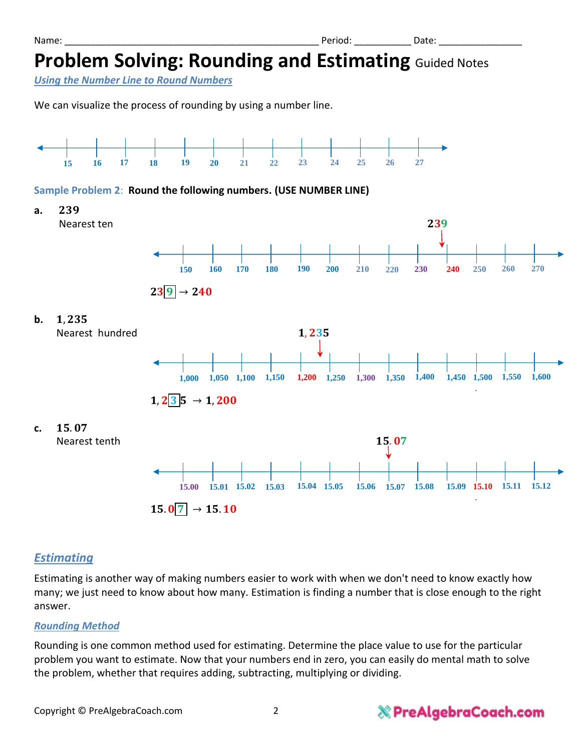Name: _______________________________________________ Period: __________ Date: _______________

# Problem Solving: Rounding and Estimating Guided Notes

### *Using the Number Line to Round Numbers*

We can visualize the process of rounding by using a number line.

15 16 17 18 19 20 21 22 23 24 25 26 27

**Sample Problem 2: Round the following numbers. (USE NUMBER LINE)**

**a.** $239$
Nearest ten

150 160 170 180 190 200 210 220 230 240 250 260 270

$23\boxed{9} \rightarrow 240$

**b.** $1,235$
Nearest hundred

1,000 1,050 1,100 1,150 1,200 1,250 1,300 1,350 1,400 1,450 1,500 1,550 1,600

$1,2\boxed{3}5 \rightarrow 1,200$

**c.** $15.07$
Nearest tenth

15.00 15.01 15.02 15.03 15.04 15.05 15.06 15.07 15.08 15.09 15.10 15.11 15.12

$15.0\boxed{7} \rightarrow 15.10$

## *Estimating*

Estimating is another way of making numbers easier to work with when we don't need to know exactly how many; we just need to know about how many. Estimation is finding a number that is close enough to the right answer.

### *Rounding Method*

Rounding is one common method used for estimating. Determine the place value to use for the particular problem you want to estimate. Now that your numbers end in zero, you can easily do mental math to solve the problem, whether that requires adding, subtracting, multiplying or dividing.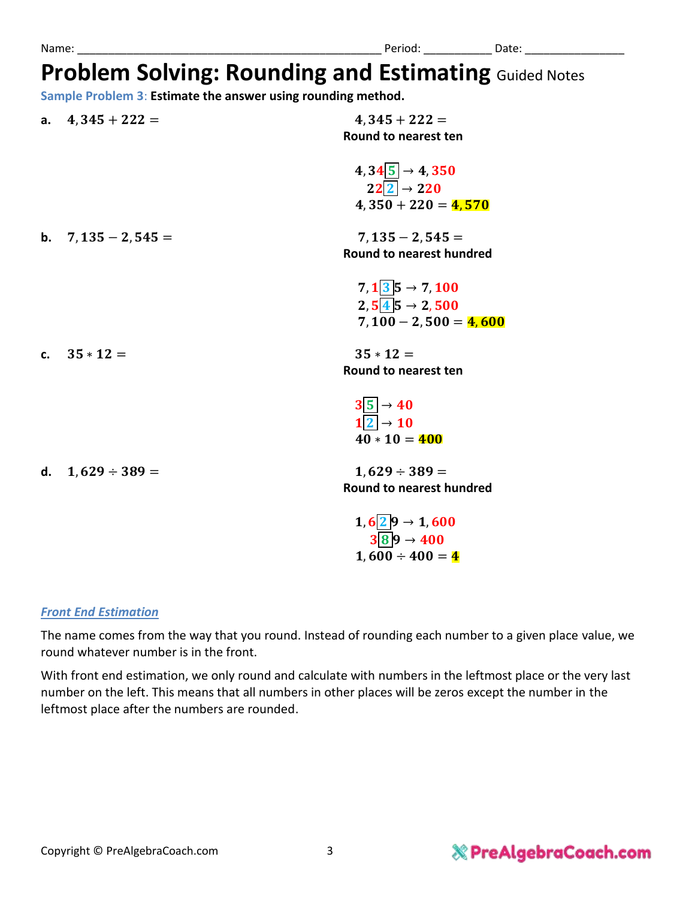Name: ______________________________________________ Period: __________ Date: _______________

# Problem Solving: Rounding and Estimating Guided Notes

**Sample Problem 3: Estimate the answer using rounding method.**

**a.** $4,345 + 222 =$

$4,345 + 222 =$

**Round to nearest ten**

$4,345 \rightarrow 4,350$

$222 \rightarrow 220$

$4,350 + 220 = 4,570$

**b.** $7,135 - 2,545 =$

$7,135 - 2,545 =$

**Round to nearest hundred**

$7,135 \rightarrow 7,100$

$2,545 \rightarrow 2,500$

$7,100 - 2,500 = 4,600$

**c.** $35 * 12 =$

$35 * 12 =$

**Round to nearest ten**

$35 \rightarrow 40$

$12 \rightarrow 10$

$40 * 10 = 400$

**d.** $1,629 \div 389 =$

$1,629 \div 389 =$

**Round to nearest hundred**

$1,629 \rightarrow 1,600$

$389 \rightarrow 400$

$1,600 \div 400 = 4$

### *Front End Estimation*

The name comes from the way that you round. Instead of rounding each number to a given place value, we round whatever number is in the front.

With front end estimation, we only round and calculate with numbers in the leftmost place or the very last number on the left. This means that all numbers in other places will be zeros except the number in the leftmost place after the numbers are rounded.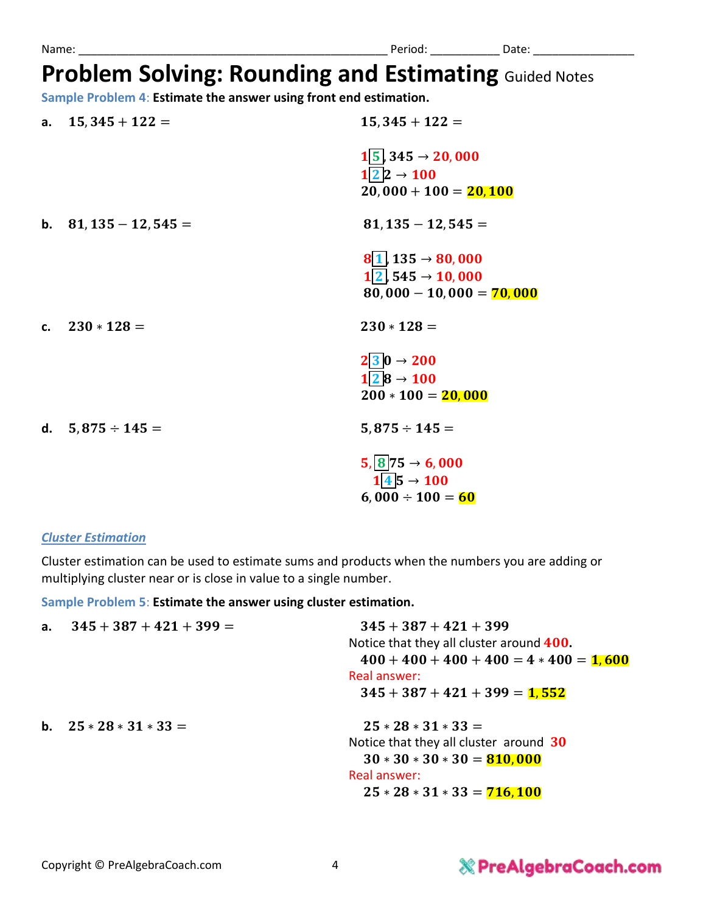Name: ______________________________________________ Period: __________ Date: _______________

# Problem Solving: Rounding and Estimating Guided Notes

**Sample Problem 4: Estimate the answer using front end estimation.**

a. $15,345 + 122 =$

$15,345 + 122 =$

$15,345 \rightarrow 20,000$

$122 \rightarrow 100$

$20,000 + 100 = 20,100$

b. $81,135 - 12,545 =$

$81,135 - 12,545 =$

$81,135 \rightarrow 80,000$

$12,545 \rightarrow 10,000$

$80,000 - 10,000 = 70,000$

c. $230 * 128 =$

$230 * 128 =$

$230 \rightarrow 200$

$128 \rightarrow 100$

$200 * 100 = 20,000$

d. $5,875 \div 145 =$

$5,875 \div 145 =$

$5,875 \rightarrow 6,000$

$145 \rightarrow 100$

$6,000 \div 100 = 60$

## *Cluster Estimation*

Cluster estimation can be used to estimate sums and products when the numbers you are adding or multiplying cluster near or is close in value to a single number.

**Sample Problem 5: Estimate the answer using cluster estimation.**

a. $345 + 387 + 421 + 399 =$

$345 + 387 + 421 + 399$

Notice that they all cluster around **400**.

$400 + 400 + 400 + 400 = 4 * 400 = 1,600$

Real answer:

$345 + 387 + 421 + 399 = 1,552$

b. $25 * 28 * 31 * 33 =$

$25 * 28 * 31 * 33 =$

Notice that they all cluster around **30**

$30 * 30 * 30 * 30 = 810,000$

Real answer:

$25 * 28 * 31 * 33 = 716,100$

Copyright © PreAlgebraCoach.com